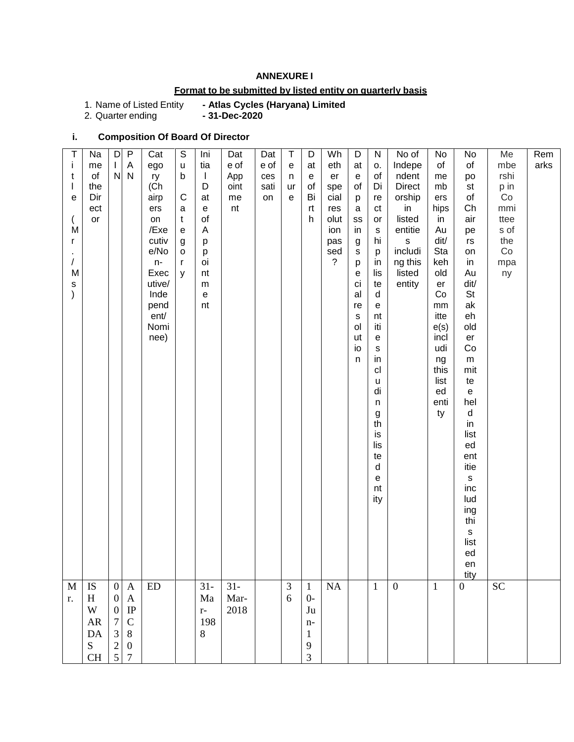**ANNEXURE I**

**Format to be submitted by listed entity on quarterly basis**

1. Name of Listed Entity **- Atlas Cycles (Haryana) Limited**
2. Quarter ending **- 31-Dec-2020**

**i. Composition Of Board Of Director**

| Title (Mr./Ms) | Name of the Director | DIN | PAN | Category (Chairpersons /Executive/Non-Executive/ Independent/ Nominee) | Sub Category | Initial Date of Appointment | Date of Appointment | Date of cessation | Tenure | Date of Birth | Whether special resolution passed? | Date of passing special resolution | No. of Directorships in listed entities including this listed entity | No of Independent Directorship in listed entities including this listed entity | No of memberships in Audit/ Stakeholder Committee(s) including this listed entity | No of post of Chairperson in Audit/ Stakeholder Committee held in listed entities including this listed entity | Membership in Committees of the Company | Remarks |
|---|---|---|---|---|---|---|---|---|---|---|---|---|---|---|---|---|---|---|
| Mr. | ISHWARDAS CH | 0007325 | AAIPC807 | ED | | 31-Mar-1988 | 31-Mar-2018 | | 36 | 10-Jun-193 | NA | | 1 | 0 | 1 | 0 | SC | |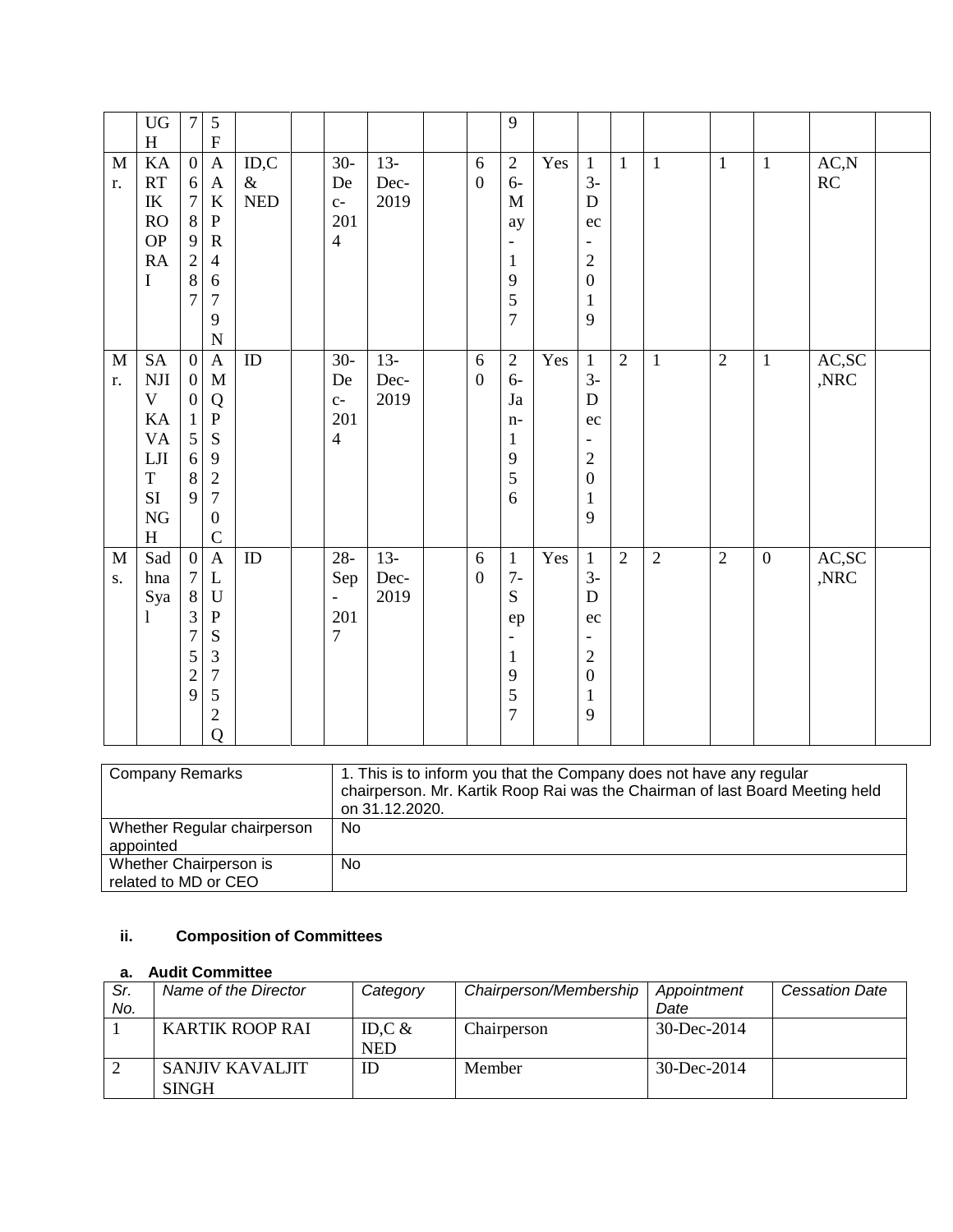|  |  |  |  |  |  |  |  |  |  |  |  |  |  |  |  |  |  |  |
|---|---|---|---|---|---|---|---|---|---|---|---|---|---|---|---|---|---|---|
|  | UGH | 7 | 5F |  |  |  |  |  |  | 9 |  |  |  |  |  |  |  |  |
| Mr. | KARTIK ROOP RAI | 06789287 | AAKPR4679N | ID,C & NED |  | 30-Dec-2014 | 13-Dec-2019 |  | 60 | 26-May-1957 | Yes | 13-Dec-2019 | 1 | 1 | 1 | 1 | AC,NRC |  |
| Mr. | SANJIV KAVALJIT SINGH | 00015689 | AMQPS9270C | ID |  | 30-Dec-2014 | 13-Dec-2019 |  | 60 | 26-Jan-1956 | Yes | 13-Dec-2019 | 2 | 1 | 2 | 1 | AC,SC,NRC |  |
| Ms. | Sadhna Syal | 07837529 | ALUPS3752Q | ID |  | 28-Sep-2017 | 13-Dec-2019 |  | 60 | 17-Sep-1957 | Yes | 13-Dec-2019 | 2 | 2 | 2 | 0 | AC,SC,NRC |  |

| Company Remarks | 1. This is to inform you that the Company does not have any regular chairperson. Mr. Kartik Roop Rai was the Chairman of last Board Meeting held on 31.12.2020. |
|---|---|
| Whether Regular chairperson appointed | No |
| Whether Chairperson is related to MD or CEO | No |

### ii. Composition of Committees

#### a. Audit Committee

| *Sr. No.* | *Name of the Director* | *Category* | *Chairperson/Membership* | *Appointment Date* | *Cessation Date* |
|---|---|---|---|---|---|
| 1 | KARTIK ROOP RAI | ID,C & NED | Chairperson | 30-Dec-2014 |  |
| 2 | SANJIV KAVALJIT SINGH | ID | Member | 30-Dec-2014 |  |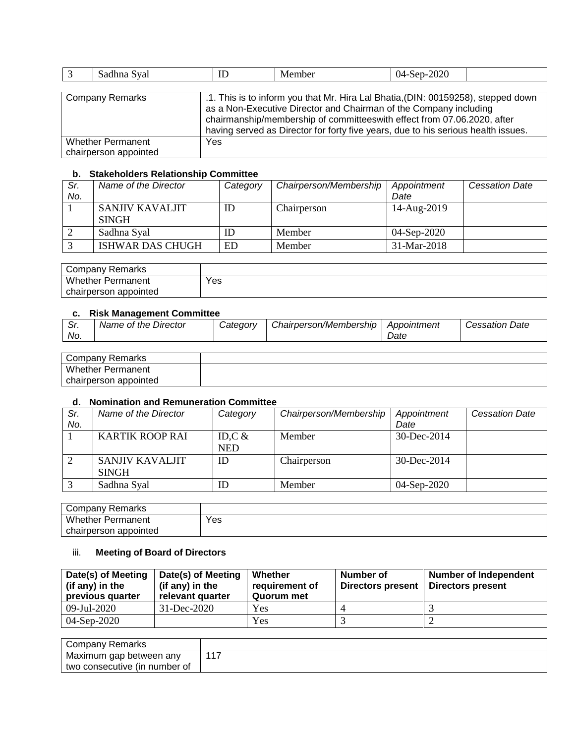| 3 | Sadhna Syal | ID | Member | 04-Sep-2020 | |
|---|---|---|---|---|---|

| Company Remarks | .1. This is to inform you that Mr. Hira Lal Bhatia,(DIN: 00159258), stepped down as a Non-Executive Director and Chairman of the Company including chairmanship/membership of committeeswith effect from 07.06.2020, after having served as Director for forty five years, due to his serious health issues. |
|---|---|
| Whether Permanent chairperson appointed | Yes |

#### b. Stakeholders Relationship Committee

| *Sr. No.* | *Name of the Director* | *Category* | *Chairperson/Membership* | *Appointment Date* | *Cessation Date* |
|---|---|---|---|---|---|
| 1 | SANJIV KAVALJIT SINGH | ID | Chairperson | 14-Aug-2019 | |
| 2 | Sadhna Syal | ID | Member | 04-Sep-2020 | |
| 3 | ISHWAR DAS CHUGH | ED | Member | 31-Mar-2018 | |

| Company Remarks | |
|---|---|
| Whether Permanent chairperson appointed | Yes |

#### c. Risk Management Committee

| *Sr. No.* | *Name of the Director* | *Category* | *Chairperson/Membership* | *Appointment Date* | *Cessation Date* |
|---|---|---|---|---|---|

| Company Remarks | |
|---|---|
| Whether Permanent chairperson appointed | |

#### d. Nomination and Remuneration Committee

| *Sr. No.* | *Name of the Director* | *Category* | *Chairperson/Membership* | *Appointment Date* | *Cessation Date* |
|---|---|---|---|---|---|
| 1 | KARTIK ROOP RAI | ID,C & NED | Member | 30-Dec-2014 | |
| 2 | SANJIV KAVALJIT SINGH | ID | Chairperson | 30-Dec-2014 | |
| 3 | Sadhna Syal | ID | Member | 04-Sep-2020 | |

| Company Remarks | |
|---|---|
| Whether Permanent chairperson appointed | Yes |

#### iii. **Meeting of Board of Directors**

| **Date(s) of Meeting (if any) in the previous quarter** | **Date(s) of Meeting (if any) in the relevant quarter** | **Whether requirement of Quorum met** | **Number of Directors present** | **Number of Independent Directors present** |
|---|---|---|---|---|
| 09-Jul-2020 | 31-Dec-2020 | Yes | 4 | 3 |
| 04-Sep-2020 | | Yes | 3 | 2 |

| Company Remarks | |
|---|---|
| Maximum gap between any two consecutive (in number of | 117 |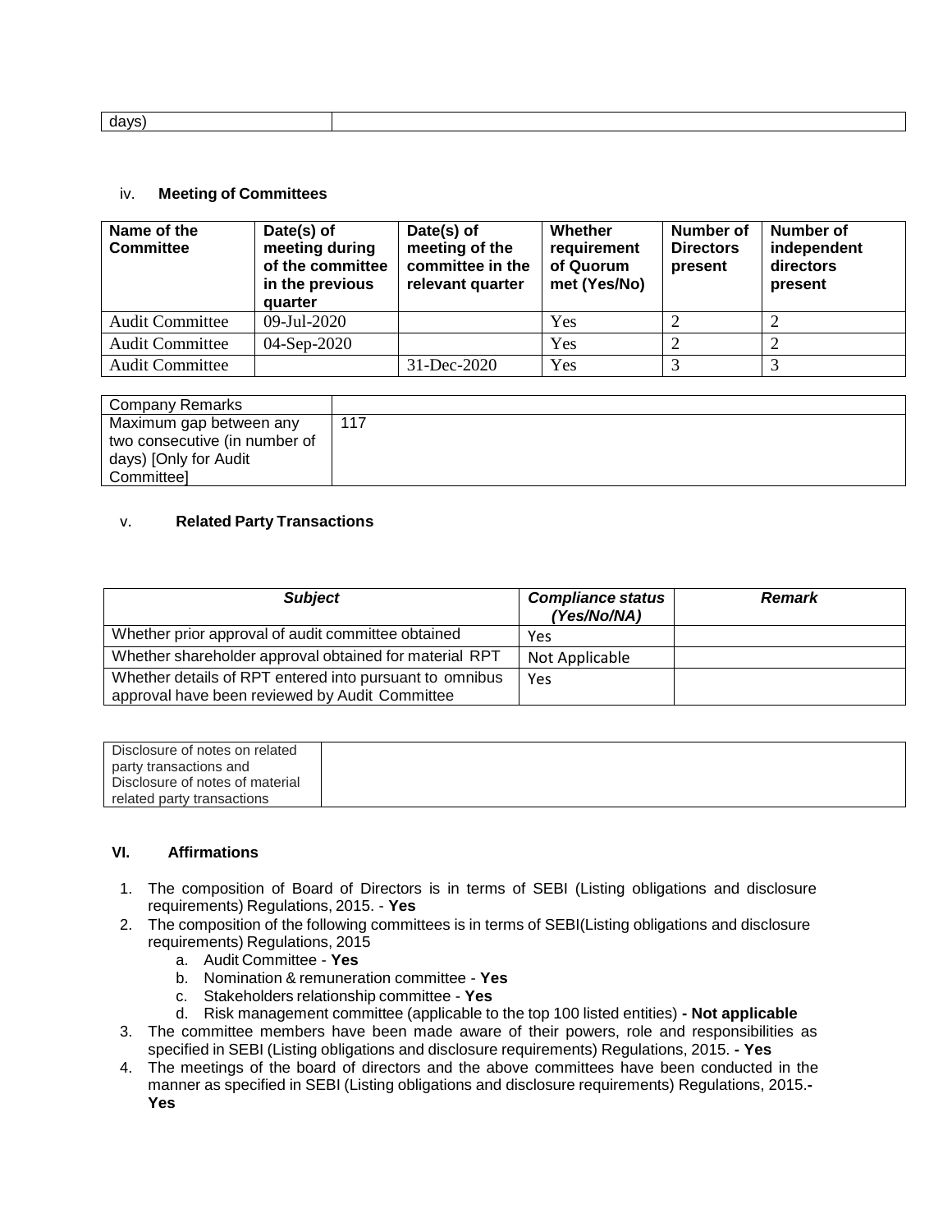| days) | |
|---|---|

### iv. **Meeting of Committees**

| Name of the Committee | Date(s) of meeting during of the committee in the previous quarter | Date(s) of meeting of the committee in the relevant quarter | Whether requirement of Quorum met (Yes/No) | Number of Directors present | Number of independent directors present |
|---|---|---|---|---|---|
| Audit Committee | 09-Jul-2020 | | Yes | 2 | 2 |
| Audit Committee | 04-Sep-2020 | | Yes | 2 | 2 |
| Audit Committee | | 31-Dec-2020 | Yes | 3 | 3 |

| Company Remarks | |
|---|---|
| Maximum gap between any two consecutive (in number of days) [Only for Audit Committee] | 117 |

### v. **Related Party Transactions**

| ***Subject*** | ***Compliance status (Yes/No/NA)*** | ***Remark*** |
|---|---|---|
| Whether prior approval of audit committee obtained | Yes | |
| Whether shareholder approval obtained for material RPT | Not Applicable | |
| Whether details of RPT entered into pursuant to omnibus approval have been reviewed by Audit Committee | Yes | |

| Disclosure of notes on related party transactions and Disclosure of notes of material related party transactions | |
|---|---|

### VI. **Affirmations**

1. The composition of Board of Directors is in terms of SEBI (Listing obligations and disclosure requirements) Regulations, 2015. - **Yes**
2. The composition of the following committees is in terms of SEBI(Listing obligations and disclosure requirements) Regulations, 2015
   a. Audit Committee - **Yes**
   b. Nomination & remuneration committee - **Yes**
   c. Stakeholders relationship committee - **Yes**
   d. Risk management committee (applicable to the top 100 listed entities) **- Not applicable**
3. The committee members have been made aware of their powers, role and responsibilities as specified in SEBI (Listing obligations and disclosure requirements) Regulations, 2015. **- Yes**
4. The meetings of the board of directors and the above committees have been conducted in the manner as specified in SEBI (Listing obligations and disclosure requirements) Regulations, 2015.**- Yes**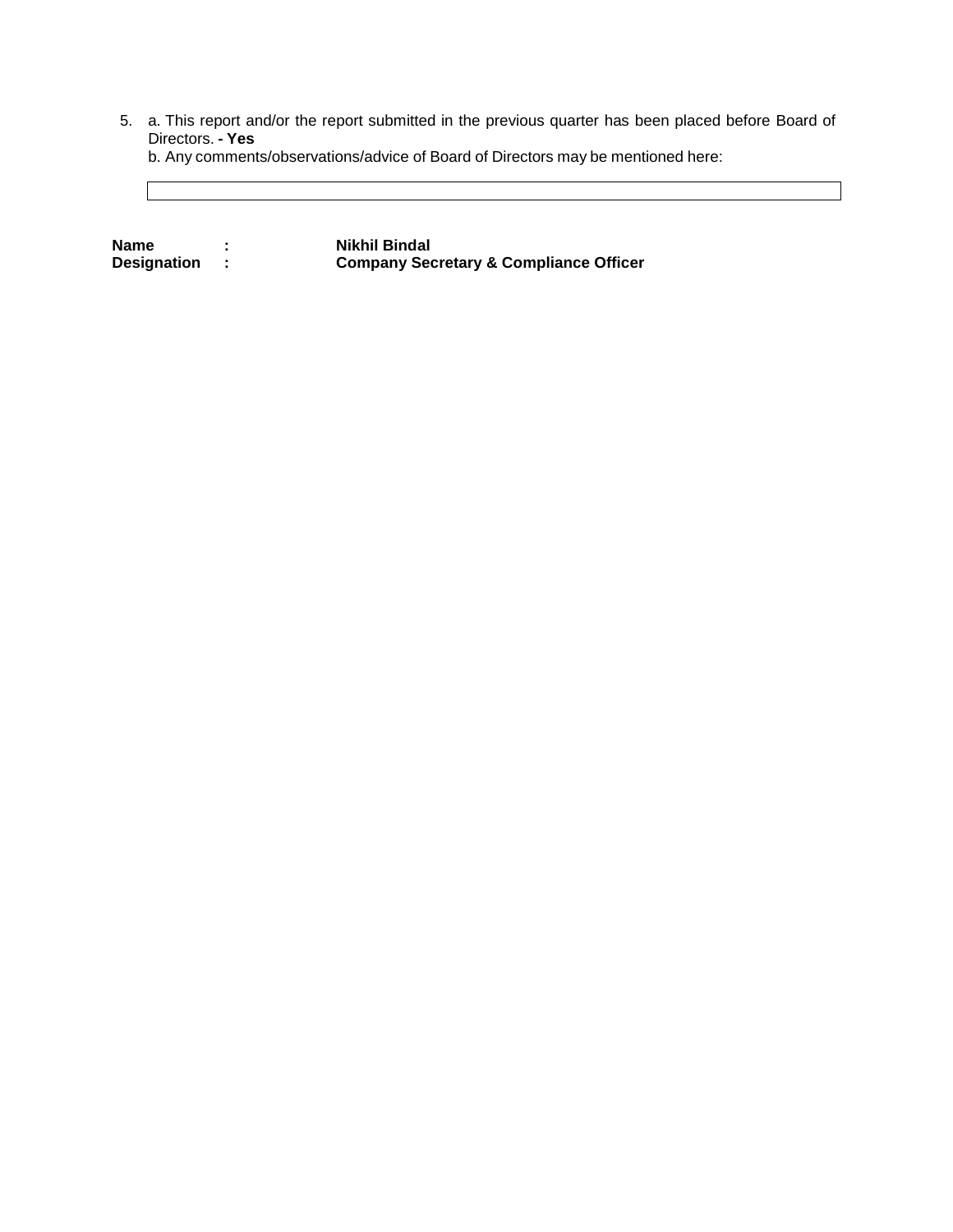5. a. This report and/or the report submitted in the previous quarter has been placed before Board of Directors. **- Yes**

   b. Any comments/observations/advice of Board of Directors may be mentioned here:

| |
|---|
| |

| | | |
|---|---|---|
| **Name** | **:** | **Nikhil Bindal** |
| **Designation** | **:** | **Company Secretary & Compliance Officer** |